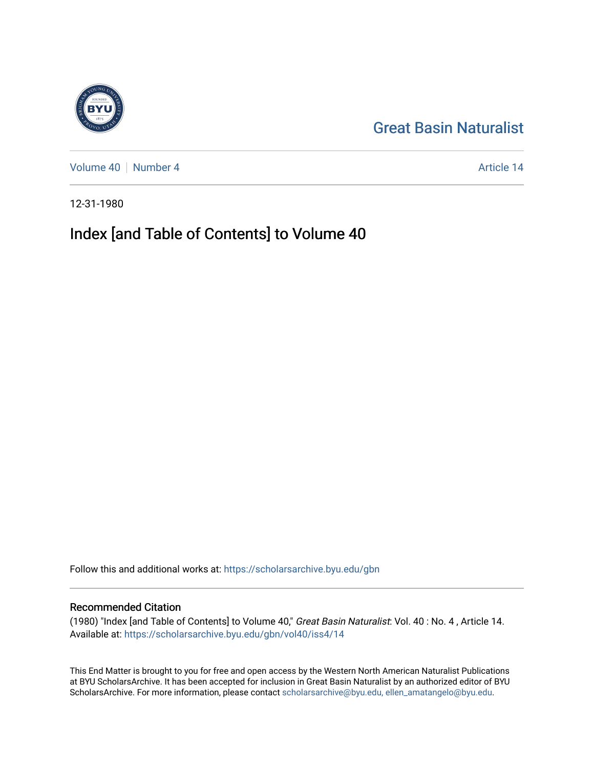Great Basin Naturalist

Volume 40 | Number 4

Article 14

12-31-1980

# Index [and Table of Contents] to Volume 40

Follow this and additional works at: https://scholarsarchive.byu.edu/gbn

## Recommended Citation

(1980) "Index [and Table of Contents] to Volume 40," *Great Basin Naturalist*: Vol. 40 : No. 4 , Article 14.
Available at: https://scholarsarchive.byu.edu/gbn/vol40/iss4/14

This End Matter is brought to you for free and open access by the Western North American Naturalist Publications at BYU ScholarsArchive. It has been accepted for inclusion in Great Basin Naturalist by an authorized editor of BYU ScholarsArchive. For more information, please contact scholarsarchive@byu.edu, ellen_amatangelo@byu.edu.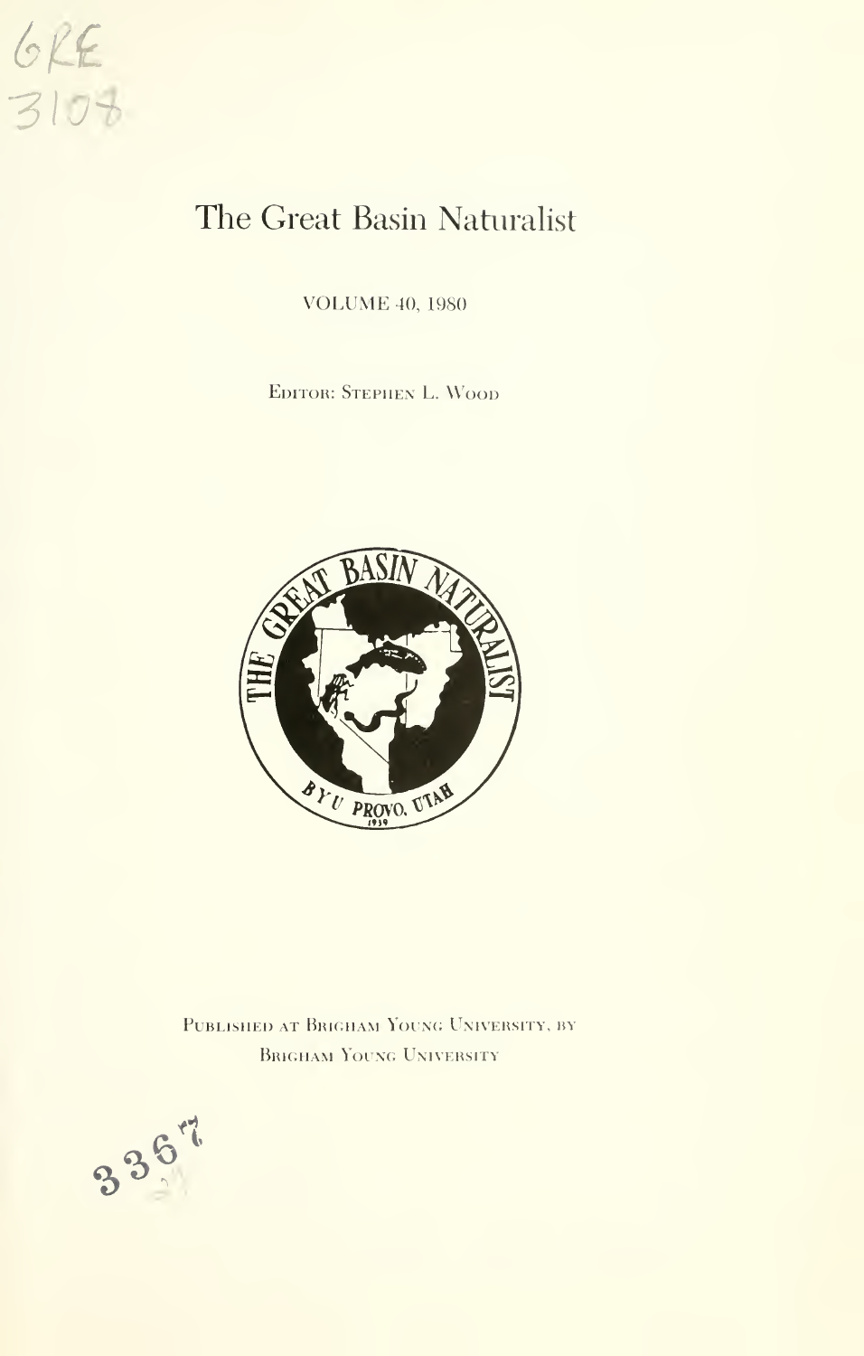# The Great Basin Naturalist

VOLUME 40, 1980

EDITOR: STEPHEN L. WOOD

PUBLISHED AT BRIGHAM YOUNG UNIVERSITY, BY
BRIGHAM YOUNG UNIVERSITY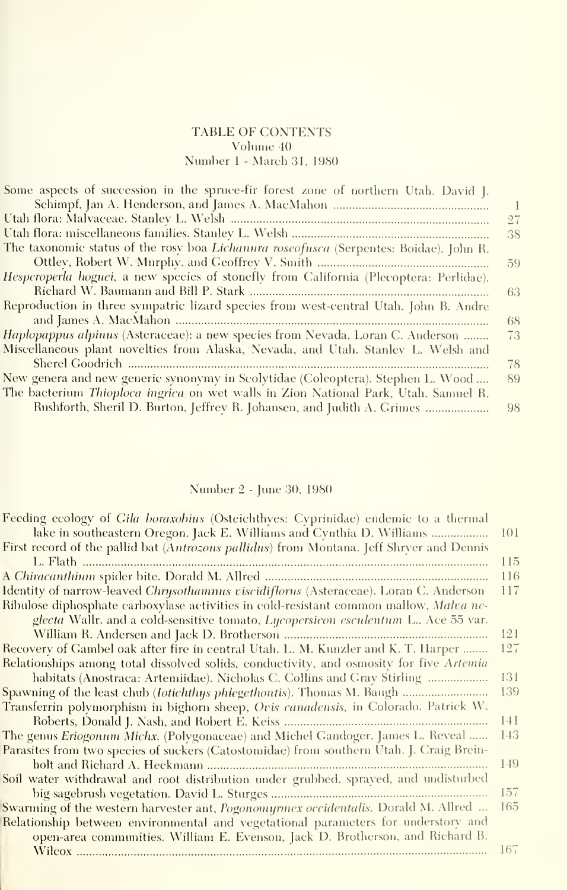# TABLE OF CONTENTS

## Volume 40

### Number 1 - March 31, 1980

Some aspects of succession in the spruce-fir forest zone of northern Utah. David J. Schimpf, Jan A. Henderson, and James A. MacMahon ..... 1

Utah flora: Malvaceae. Stanley L. Welsh ..... 27

Utah flora: miscellaneous families. Stanley L. Welsh ..... 38

The taxonomic status of the rosy boa *Lichanura roseofusca* (Serpentes: Boidae). John R. Ottley, Robert W. Murphy, and Geoffrey V. Smith ..... 59

*Hesperoperla hoguei*, a new species of stonefly from California (Plecoptera: Perlidae). Richard W. Baumann and Bill P. Stark ..... 63

Reproduction in three sympatric lizard species from west-central Utah. John B. Andre and James A. MacMahon ..... 68

*Haplopappus alpinus* (Asteraceae): a new species from Nevada. Loran C. Anderson ..... 73

Miscellaneous plant novelties from Alaska, Nevada, and Utah. Stanley L. Welsh and Sherel Goodrich ..... 78

New genera and new generic synonymy in Scolytidae (Coleoptera). Stephen L. Wood ..... 89

The bacterium *Thioploca ingrica* on wet walls in Zion National Park, Utah. Samuel R. Rushforth, Sheril D. Burton, Jeffrey R. Johansen, and Judith A. Grimes ..... 98

### Number 2 - June 30, 1980

Feeding ecology of *Gila boraxobius* (Osteichthyes: Cyprinidae) endemic to a thermal lake in southeastern Oregon. Jack E. Williams and Cynthia D. Williams ..... 101

First record of the pallid bat (*Antrozous pallidus*) from Montana. Jeff Shryer and Dennis L. Flath ..... 115

A *Chiracanthium* spider bite. Dorald M. Allred ..... 116

Identity of narrow-leaved *Chrysothamnus viscidiflorus* (Asteraceae). Loran C. Anderson ..... 117

Ribulose diphosphate carboxylase activities in cold-resistant common mallow, *Malva neglecta* Wallr. and a cold-sensitive tomato, *Lycopersicon esculentum* L., Ace 55 var. William R. Andersen and Jack D. Brotherson ..... 121

Recovery of Gambel oak after fire in central Utah. L. M. Kunzler and K. T. Harper ..... 127

Relationships among total dissolved solids, conductivity, and osmosity for five *Artemia* habitats (Anostraca: Artemiidae). Nicholas C. Collins and Gray Stirling ..... 131

Spawning of the least chub (*Iotichthys phlegethontis*). Thomas M. Baugh ..... 139

Transferrin polymorphism in bighorn sheep, *Ovis canadensis*, in Colorado. Patrick W. Roberts, Donald J. Nash, and Robert E. Keiss ..... 141

The genus *Eriogonum* Michx. (Polygonaceae) and Michel Gandoger. James L. Reveal ..... 143

Parasites from two species of suckers (Catostomidae) from southern Utah. J. Craig Breinholt and Richard A. Heckmann ..... 149

Soil water withdrawal and root distribution under grubbed, sprayed, and undisturbed big sagebrush vegetation. David L. Sturges ..... 157

Swarming of the western harvester ant, *Pogonomyrmex occidentalis*. Dorald M. Allred ..... 165

Relationship between environmental and vegetational parameters for understory and open-area communities. William E. Evenson, Jack D. Brotherson, and Richard B. Wilcox ..... 167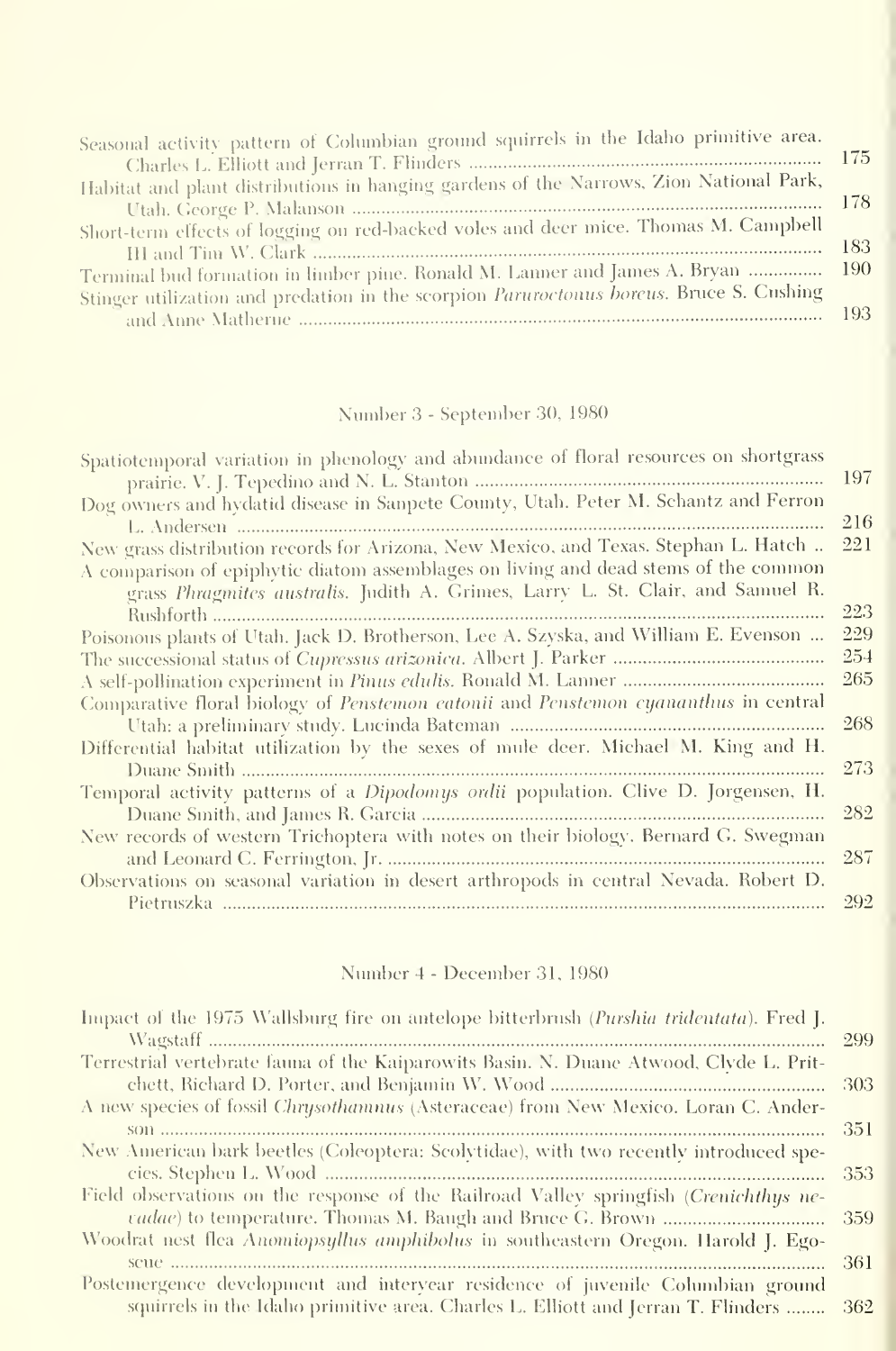Seasonal activity pattern of Columbian ground squirrels in the Idaho primitive area. Charles L. Elliott and Jerran T. Flinders ..... 175

Habitat and plant distributions in hanging gardens of the Narrows, Zion National Park, Utah. George P. Malanson ..... 178

Short-term effects of logging on red-backed voles and deer mice. Thomas M. Campbell III and Tim W. Clark ..... 183

Terminal bud formation in limber pine. Ronald M. Lanner and James A. Bryan ..... 190

Stinger utilization and predation in the scorpion *Paruroctonus boreus*. Bruce S. Cushing and Anne Matherne ..... 193

## Number 3 - September 30, 1980

Spatiotemporal variation in phenology and abundance of floral resources on shortgrass prairie. V. J. Tepedino and N. L. Stanton ..... 197

Dog owners and hydatid disease in Sanpete County, Utah. Peter M. Schantz and Ferron L. Andersen ..... 216

New grass distribution records for Arizona, New Mexico, and Texas. Stephan L. Hatch ..... 221

A comparison of epiphytic diatom assemblages on living and dead stems of the common grass *Phragmites australis*. Judith A. Grimes, Larry L. St. Clair, and Samuel R. Rushforth ..... 223

Poisonous plants of Utah. Jack D. Brotherson, Lee A. Szyska, and William E. Evenson ..... 229

The successional status of *Cupressus arizonica*. Albert J. Parker ..... 254

A self-pollination experiment in *Pinus edulis*. Ronald M. Lanner ..... 265

Comparative floral biology of *Penstemon eatonii* and *Penstemon cyananthus* in central Utah: a preliminary study. Lucinda Bateman ..... 268

Differential habitat utilization by the sexes of mule deer. Michael M. King and H. Duane Smith ..... 273

Temporal activity patterns of a *Dipodomys ordii* population. Clive D. Jorgensen, H. Duane Smith, and James R. Garcia ..... 282

New records of western Trichoptera with notes on their biology. Bernard G. Swegman and Leonard C. Ferrington, Jr. ..... 287

Observations on seasonal variation in desert arthropods in central Nevada. Robert D. Pietruszka ..... 292

## Number 4 - December 31, 1980

Impact of the 1975 Wallsburg fire on antelope bitterbrush (*Purshia tridentata*). Fred J. Wagstaff ..... 299

Terrestrial vertebrate fauna of the Kaiparowits Basin. N. Duane Atwood, Clyde L. Pritchett, Richard D. Porter, and Benjamin W. Wood ..... 303

A new species of fossil *Chrysothamnus* (Asteraceae) from New Mexico. Loran C. Anderson ..... 351

New American bark beetles (Coleoptera: Scolytidae), with two recently introduced species. Stephen L. Wood ..... 353

Field observations on the response of the Railroad Valley springfish (*Crenichthys nevadae*) to temperature. Thomas M. Baugh and Bruce G. Brown ..... 359

Woodrat nest flea *Anomiopsyllus amphibolus* in southeastern Oregon. Harold J. Egoscue ..... 361

Postemergence development and interyear residence of juvenile Columbian ground squirrels in the Idaho primitive area. Charles L. Elliott and Jerran T. Flinders ..... 362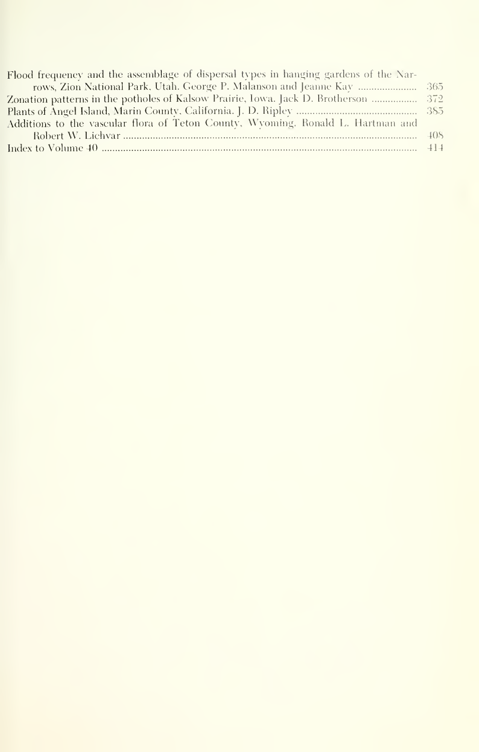Flood frequency and the assemblage of dispersal types in hanging gardens of the Narrows, Zion National Park, Utah. George P. Malanson and Jeanne Kay ..................... 365

Zonation patterns in the potholes of Kalsow Prairie, Iowa. Jack D. Brotherson ................ 372

Plants of Angel Island, Marin County, California. J. D. Ripley ........................................ 385

Additions to the vascular flora of Teton County, Wyoming. Ronald L. Hartman and Robert W. Lichvar ........................................................................................................ 408

Index to Volume 40 ............................................................................................................ 414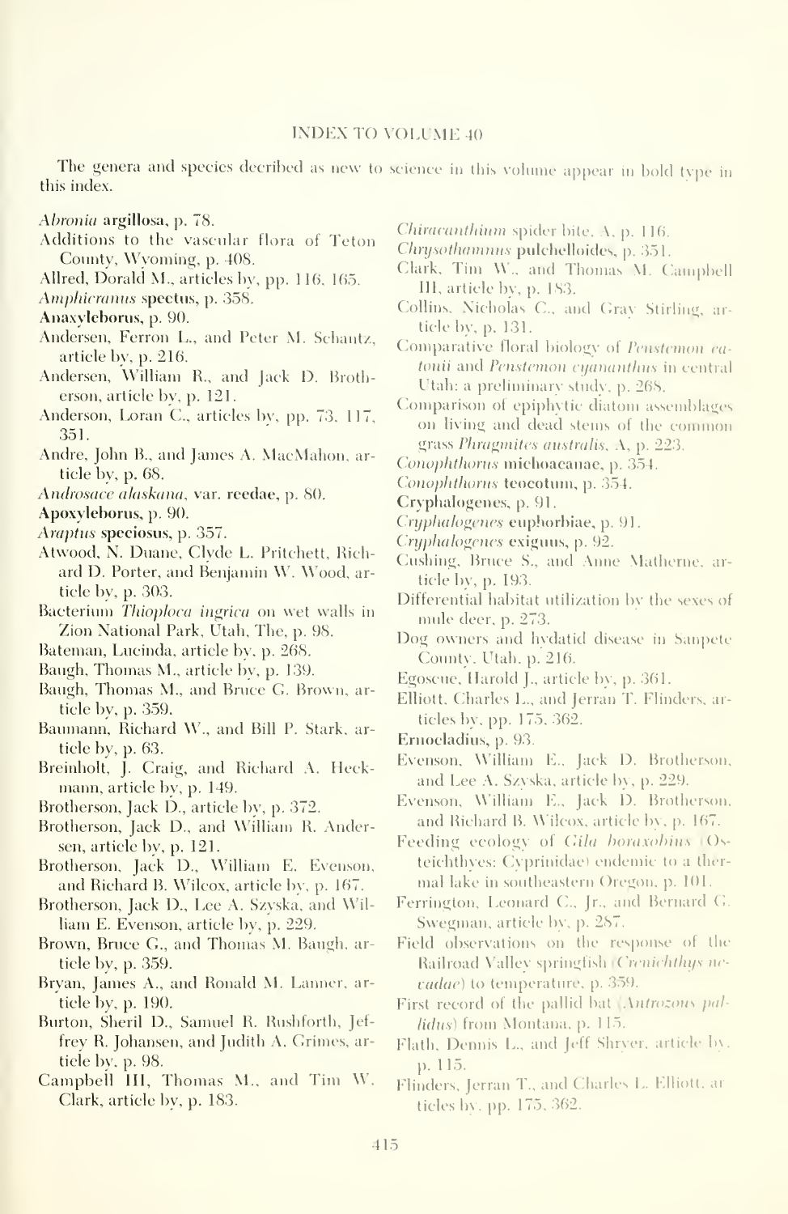# INDEX TO VOLUME 40

The genera and species decribed as new to science in this volume appear in bold type in this index.

*Abronia* **argillosa**, p. 78.

Additions to the vascular flora of Teton County, Wyoming, p. 408.

Allred, Dorald M., articles by, pp. 116, 165.

*Amphicranus* **spectus**, p. 358.

**Anaxyleborus**, p. 90.

Andersen, Ferron L., and Peter M. Schantz, article by, p. 216.

Andersen, William R., and Jack D. Brotherson, article by, p. 121.

Anderson, Loran C., articles by, pp. 73, 117, 351.

Andre, John B., and James A. MacMahon, article by, p. 68.

*Androsace alaskana*, var. **reedae**, p. 80.

**Apoxyleborus**, p. 90.

*Araptus* **speciosus**, p. 357.

Atwood, N. Duane, Clyde L. Pritchett, Richard D. Porter, and Benjamin W. Wood, article by, p. 303.

Bacterium *Thioploca ingrica* on wet walls in Zion National Park, Utah, The, p. 98.

Bateman, Lucinda, article by, p. 268.

Baugh, Thomas M., article by, p. 139.

Baugh, Thomas M., and Bruce G. Brown, article by, p. 359.

Baumann, Richard W., and Bill P. Stark, article by, p. 63.

Breinholt, J. Craig, and Richard A. Heckmann, article by, p. 149.

Brotherson, Jack D., article by, p. 372.

Brotherson, Jack D., and William R. Andersen, article by, p. 121.

Brotherson, Jack D., William E. Evenson, and Richard B. Wilcox, article by, p. 167.

Brotherson, Jack D., Lee A. Szyska, and William E. Evenson, article by, p. 229.

Brown, Bruce G., and Thomas M. Baugh, article by, p. 359.

Bryan, James A., and Ronald M. Lanner, article by, p. 190.

Burton, Sheril D., Samuel R. Rushforth, Jeffrey R. Johansen, and Judith A. Grimes, article by, p. 98.

Campbell III, Thomas M., and Tim W. Clark, article by, p. 183.

*Chiracanthium* spider bite, A, p. 116.

*Chrysothamnus* **pulchelloides**, p. 351.

Clark, Tim W., and Thomas M. Campbell III, article by, p. 183.

Collins, Nicholas C., and Gray Stirling, article by, p. 131.

Comparative floral biology of *Penstemon eatonii* and *Penstemon cyananthus* in central Utah: a preliminary study, p. 268.

Comparison of epiphytic diatom assemblages on living and dead stems of the common grass *Phragmites australis*, A, p. 223.

*Conophthorus* **michoacanae**, p. 354.

*Conophthorus* **teocotum**, p. 354.

**Cryphalogenes**, p. 91.

*Cryphalogenes* **euphorbiae**, p. 91.

*Cryphalogenes* **exiguus**, p. 92.

Cushing, Bruce S., and Anne Matherne, article by, p. 193.

Differential habitat utilization by the sexes of mule deer, p. 273.

Dog owners and hydatid disease in Sanpete County, Utah, p. 216.

Egoscue, Harold J., article by, p. 361.

Elliott, Charles L., and Jerran T. Flinders, articles by, pp. 175, 362.

**Ernocladius**, p. 93.

Evenson, William E., Jack D. Brotherson, and Lee A. Szyska, article by, p. 229.

Evenson, William E., Jack D. Brotherson, and Richard B. Wilcox, article by, p. 167.

Feeding ecology of *Gila boraxobius* (Osteichthyes: Cyprinidae) endemic to a thermal lake in southeastern Oregon, p. 101.

Ferrington, Leonard C., Jr., and Bernard G. Swegman, article by, p. 287.

Field observations on the response of the Railroad Valley springfish (*Crenichthys nevadae*) to temperature, p. 359.

First record of the pallid bat (*Antrozous pallidus*) from Montana, p. 115.

Flath, Dennis L., and Jeff Shryer, article by, p. 115.

Flinders, Jerran T., and Charles L. Elliott, articles by, pp. 175, 362.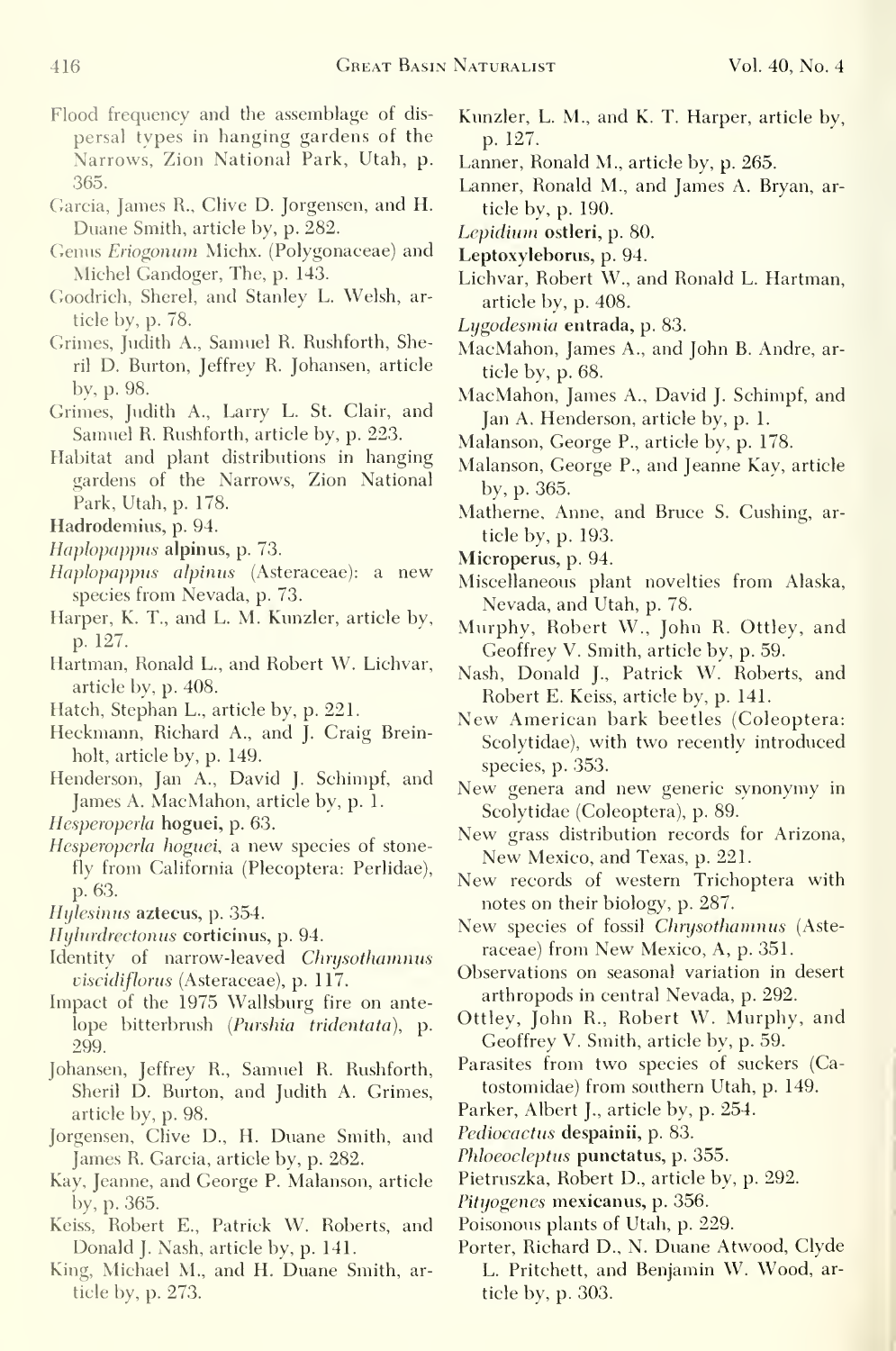Flood frequency and the assemblage of dispersal types in hanging gardens of the Narrows, Zion National Park, Utah, p. 365.

Garcia, James R., Clive D. Jorgensen, and H. Duane Smith, article by, p. 282.

Genus *Eriogonum* Michx. (Polygonaceae) and Michel Gandoger, The, p. 143.

Goodrich, Sherel, and Stanley L. Welsh, article by, p. 78.

Grimes, Judith A., Samuel R. Rushforth, Sheril D. Burton, Jeffrey R. Johansen, article by, p. 98.

Grimes, Judith A., Larry L. St. Clair, and Samuel R. Rushforth, article by, p. 223.

Habitat and plant distributions in hanging gardens of the Narrows, Zion National Park, Utah, p. 178.

**Hadrodemius**, p. 94.

*Haplopappus* **alpinus**, p. 73.

*Haplopappus alpinus* (Asteraceae): a new species from Nevada, p. 73.

Harper, K. T., and L. M. Kunzler, article by, p. 127.

Hartman, Ronald L., and Robert W. Lichvar, article by, p. 408.

Hatch, Stephan L., article by, p. 221.

Heckmann, Richard A., and J. Craig Breinholt, article by, p. 149.

Henderson, Jan A., David J. Schimpf, and James A. MacMahon, article by, p. 1.

*Hesperoperla* **hoguei**, p. 63.

*Hesperoperla hoguei*, a new species of stonefly from California (Plecoptera: Perlidae), p. 63.

*Hylesinus* **aztecus**, p. 354.

*Hylurdrectonus* **corticinus**, p. 94.

Identity of narrow-leaved *Chrysothamnus viscidiflorus* (Asteraceae), p. 117.

Impact of the 1975 Wallsburg fire on antelope bitterbrush (*Purshia tridentata*), p. 299.

Johansen, Jeffrey R., Samuel R. Rushforth, Sheril D. Burton, and Judith A. Grimes, article by, p. 98.

Jorgensen, Clive D., H. Duane Smith, and James R. Garcia, article by, p. 282.

Kay, Jeanne, and George P. Malanson, article by, p. 365.

Keiss, Robert E., Patrick W. Roberts, and Donald J. Nash, article by, p. 141.

King, Michael M., and H. Duane Smith, article by, p. 273.

Kunzler, L. M., and K. T. Harper, article by, p. 127.

Lanner, Ronald M., article by, p. 265.

Lanner, Ronald M., and James A. Bryan, article by, p. 190.

*Lepidium* **ostleri**, p. 80.

**Leptoxyleborus**, p. 94.

Lichvar, Robert W., and Ronald L. Hartman, article by, p. 408.

*Lygodesmia* **entrada**, p. 83.

MacMahon, James A., and John B. Andre, article by, p. 68.

MacMahon, James A., David J. Schimpf, and Jan A. Henderson, article by, p. 1.

Malanson, George P., article by, p. 178.

Malanson, George P., and Jeanne Kay, article by, p. 365.

Matherne, Anne, and Bruce S. Cushing, article by, p. 193.

**Microperus**, p. 94.

Miscellaneous plant novelties from Alaska, Nevada, and Utah, p. 78.

Murphy, Robert W., John R. Ottley, and Geoffrey V. Smith, article by, p. 59.

Nash, Donald J., Patrick W. Roberts, and Robert E. Keiss, article by, p. 141.

New American bark beetles (Coleoptera: Scolytidae), with two recently introduced species, p. 353.

New genera and new generic synonymy in Scolytidae (Coleoptera), p. 89.

New grass distribution records for Arizona, New Mexico, and Texas, p. 221.

New records of western Trichoptera with notes on their biology, p. 287.

New species of fossil *Chrysothamnus* (Asteraceae) from New Mexico, A, p. 351.

Observations on seasonal variation in desert arthropods in central Nevada, p. 292.

Ottley, John R., Robert W. Murphy, and Geoffrey V. Smith, article by, p. 59.

Parasites from two species of suckers (Catostomidae) from southern Utah, p. 149.

Parker, Albert J., article by, p. 254.

*Pediocactus* **despainii**, p. 83.

*Phloeocleptus* **punctatus**, p. 355.

Pietruszka, Robert D., article by, p. 292.

*Pityogenes* **mexicanus**, p. 356.

Poisonous plants of Utah, p. 229.

Porter, Richard D., N. Duane Atwood, Clyde L. Pritchett, and Benjamin W. Wood, article by, p. 303.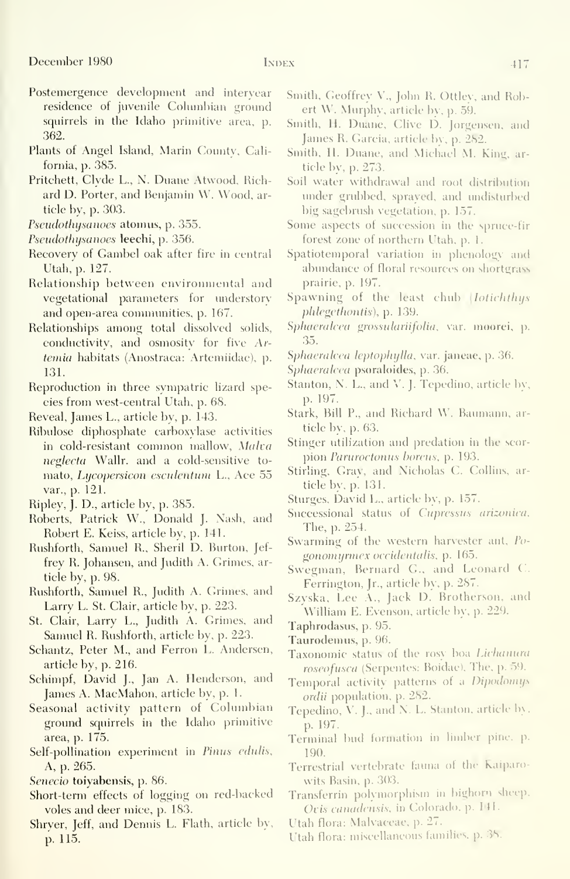Postemergence development and interyear residence of juvenile Columbian ground squirrels in the Idaho primitive area, p. 362.

Plants of Angel Island, Marin County, California, p. 385.

Pritchett, Clyde L., N. Duane Atwood, Richard D. Porter, and Benjamin W. Wood, article by, p. 303.

*Pseudothysanoes* **atomus**, p. 355.

*Pseudothysanoes* **leechi**, p. 356.

Recovery of Gambel oak after fire in central Utah, p. 127.

Relationship between environmental and vegetational parameters for understory and open-area communities, p. 167.

Relationships among total dissolved solids, conductivity, and osmosity for five *Artemia* habitats (Anostraca: Artemiidae), p. 131.

Reproduction in three sympatric lizard species from west-central Utah, p. 68.

Reveal, James L., article by, p. 143.

Ribulose diphosphate carboxylase activities in cold-resistant common mallow, *Malva neglecta* Wallr. and a cold-sensitive tomato, *Lycopersicon esculentum* L., Ace 55 var., p. 121.

Ripley, J. D., article by, p. 385.

Roberts, Patrick W., Donald J. Nash, and Robert E. Keiss, article by, p. 141.

Rushforth, Samuel R., Sheril D. Burton, Jeffrey R. Johansen, and Judith A. Grimes, article by, p. 98.

Rushforth, Samuel R., Judith A. Grimes, and Larry L. St. Clair, article by, p. 223.

St. Clair, Larry L., Judith A. Grimes, and Samuel R. Rushforth, article by, p. 223.

Schantz, Peter M., and Ferron L. Andersen, article by, p. 216.

Schimpf, David J., Jan A. Henderson, and James A. MacMahon, article by, p. 1.

Seasonal activity pattern of Columbian ground squirrels in the Idaho primitive area, p. 175.

Self-pollination experiment in *Pinus edulis*, A, p. 265.

*Senecio* **toiyabensis**, p. 86.

Short-term effects of logging on red-backed voles and deer mice, p. 183.

Shryer, Jeff, and Dennis L. Flath, article by, p. 115.

Smith, Geoffrey V., John R. Ottley, and Robert W. Murphy, article by, p. 59.

Smith, H. Duane, Clive D. Jorgensen, and James R. Garcia, article by, p. 282.

Smith, H. Duane, and Michael M. King, article by, p. 273.

Soil water withdrawal and root distribution under grubbed, sprayed, and undisturbed big sagebrush vegetation, p. 157.

Some aspects of succession in the spruce-fir forest zone of northern Utah, p. 1.

Spatiotemporal variation in phenology and abundance of floral resources on shortgrass prairie, p. 197.

Spawning of the least chub (*Iotichthys phlegethontis*), p. 139.

*Sphaeralcea grossulariifolia*, var. **moorei**, p. 35.

*Sphaeralcea leptophylla*, var. **janeae**, p. 36.

*Sphaeralcea* **psoraloides**, p. 36.

Stanton, N. L., and V. J. Tepedino, article by, p. 197.

Stark, Bill P., and Richard W. Baumann, article by, p. 63.

Stinger utilization and predation in the scorpion *Paruroctonus boreus*, p. 193.

Stirling, Gray, and Nicholas C. Collins, article by, p. 131.

Sturges, David L., article by, p. 157.

Successional status of *Cupressus arizonica*, The, p. 254.

Swarming of the western harvester ant, *Pogonomyrmex occidentalis*, p. 165.

Swegman, Bernard G., and Leonard C. Ferrington, Jr., article by, p. 287.

Szyska, Lee A., Jack D. Brotherson, and William E. Evenson, article by, p. 229.

**Taphrodasus**, p. 95.

**Taurodemus**, p. 96.

Taxonomic status of the rosy boa *Lichanura roseofusca* (Serpentes: Boidae), The, p. 59.

Temporal activity patterns of a *Dipodomys ordii* population, p. 282.

Tepedino, V. J., and N. L. Stanton, article by, p. 197.

Terminal bud formation in limber pine, p. 190.

Terrestrial vertebrate fauna of the Kaiparowits Basin, p. 303.

Transferrin polymorphism in bighorn sheep, *Ovis canadensis*, in Colorado, p. 141.

Utah flora: Malvaceae, p. 27.

Utah flora: miscellaneous families, p. 38.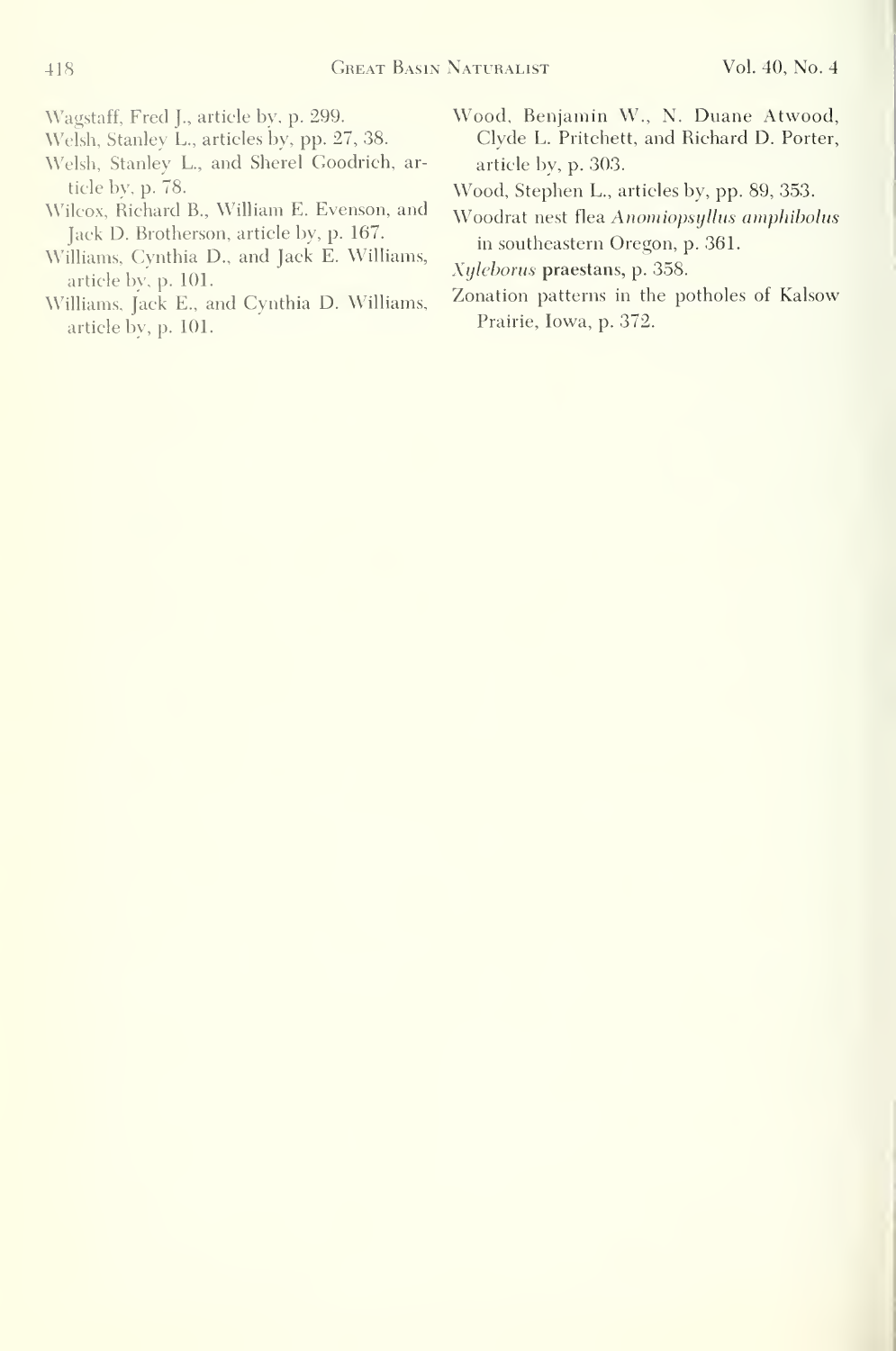Wagstaff, Fred J., article by, p. 299.

Welsh, Stanley L., articles by, pp. 27, 38.

Welsh, Stanley L., and Sherel Goodrich, article by, p. 78.

Wilcox, Richard B., William E. Evenson, and Jack D. Brotherson, article by, p. 167.

Williams, Cynthia D., and Jack E. Williams, article by, p. 101.

Williams, Jack E., and Cynthia D. Williams, article by, p. 101.

Wood, Benjamin W., N. Duane Atwood, Clyde L. Pritchett, and Richard D. Porter, article by, p. 303.

Wood, Stephen L., articles by, pp. 89, 353.

Woodrat nest flea *Anomiopsyllus amphibolus* in southeastern Oregon, p. 361.

*Xyleborus* **praestans**, p. 358.

Zonation patterns in the potholes of Kalsow Prairie, Iowa, p. 372.